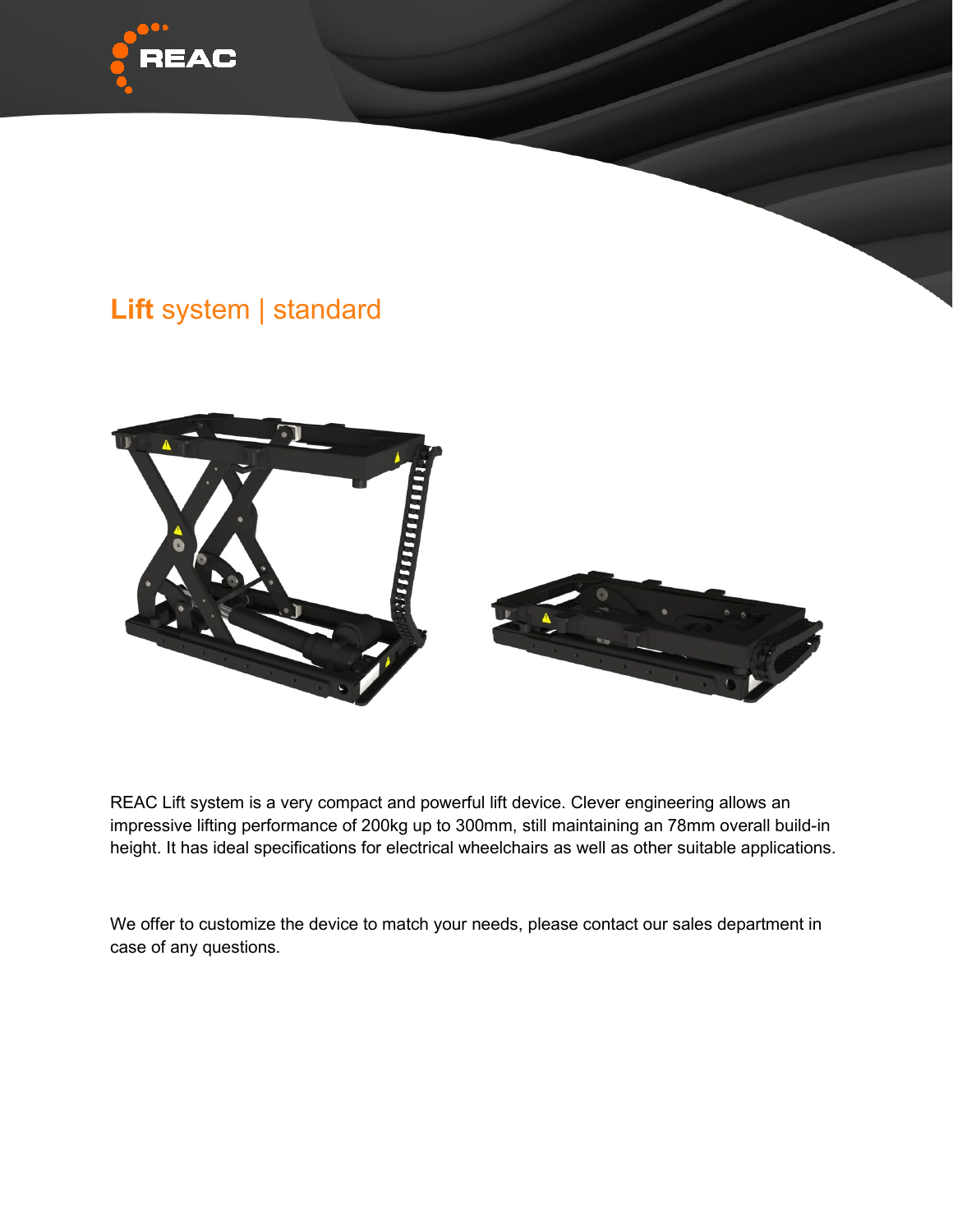# **Lift** system | standard

REAC Lift system is a very compact and powerful lift device. Clever engineering allows an impressive lifting performance of 200kg up to 300mm, still maintaining an 78mm overall build-in height. It has ideal specifications for electrical wheelchairs as well as other suitable applications.

We offer to customize the device to match your needs, please contact our sales department in case of any questions.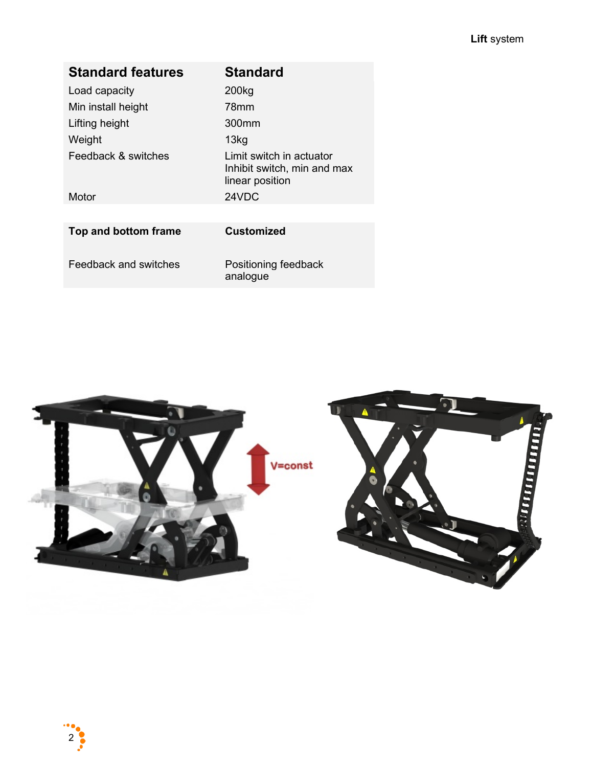| Standard features | Standard |
| --- | --- |
| Load capacity | 200kg |
| Min install height | 78mm |
| Lifting height | 300mm |
| Weight | 13kg |
| Feedback & switches | Limit switch in actuator<br>Inhibit switch, min and max linear position |
| Motor | 24VDC |

| Top and bottom frame | Customized |
| --- | --- |
| Feedback and switches | Positioning feedback analogue |

V=const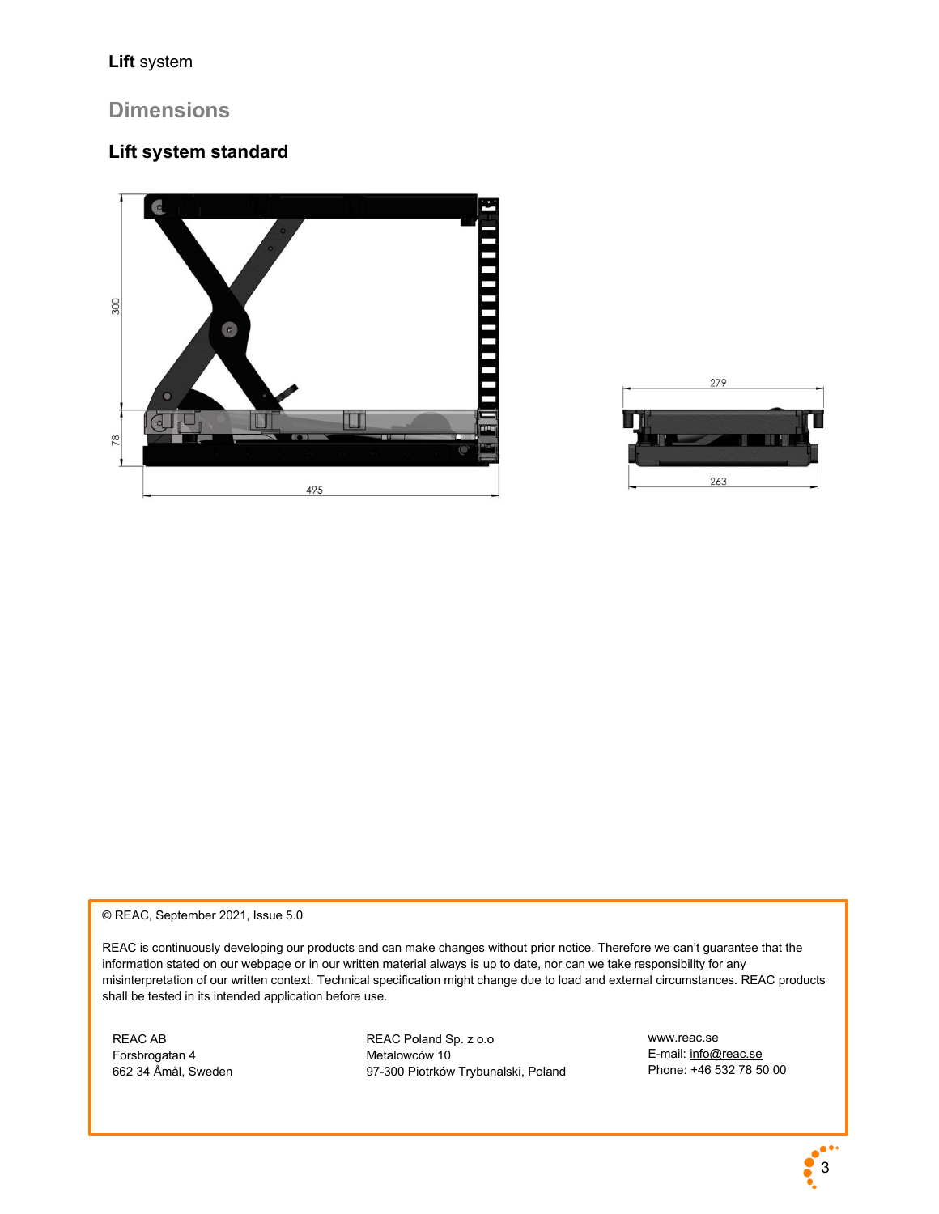Lift system

## Dimensions

### Lift system standard

300

78

495

279

263

© REAC, September 2021, Issue 5.0

REAC is continuously developing our products and can make changes without prior notice. Therefore we can't guarantee that the information stated on our webpage or in our written material always is up to date, nor can we take responsibility for any misinterpretation of our written context. Technical specification might change due to load and external circumstances. REAC products shall be tested in its intended application before use.

REAC AB
Forsbrogatan 4
662 34 Åmål, Sweden

REAC Poland Sp. z o.o
Metalowców 10
97-300 Piotrków Trybunalski, Poland

www.reac.se
E-mail: info@reac.se
Phone: +46 532 78 50 00